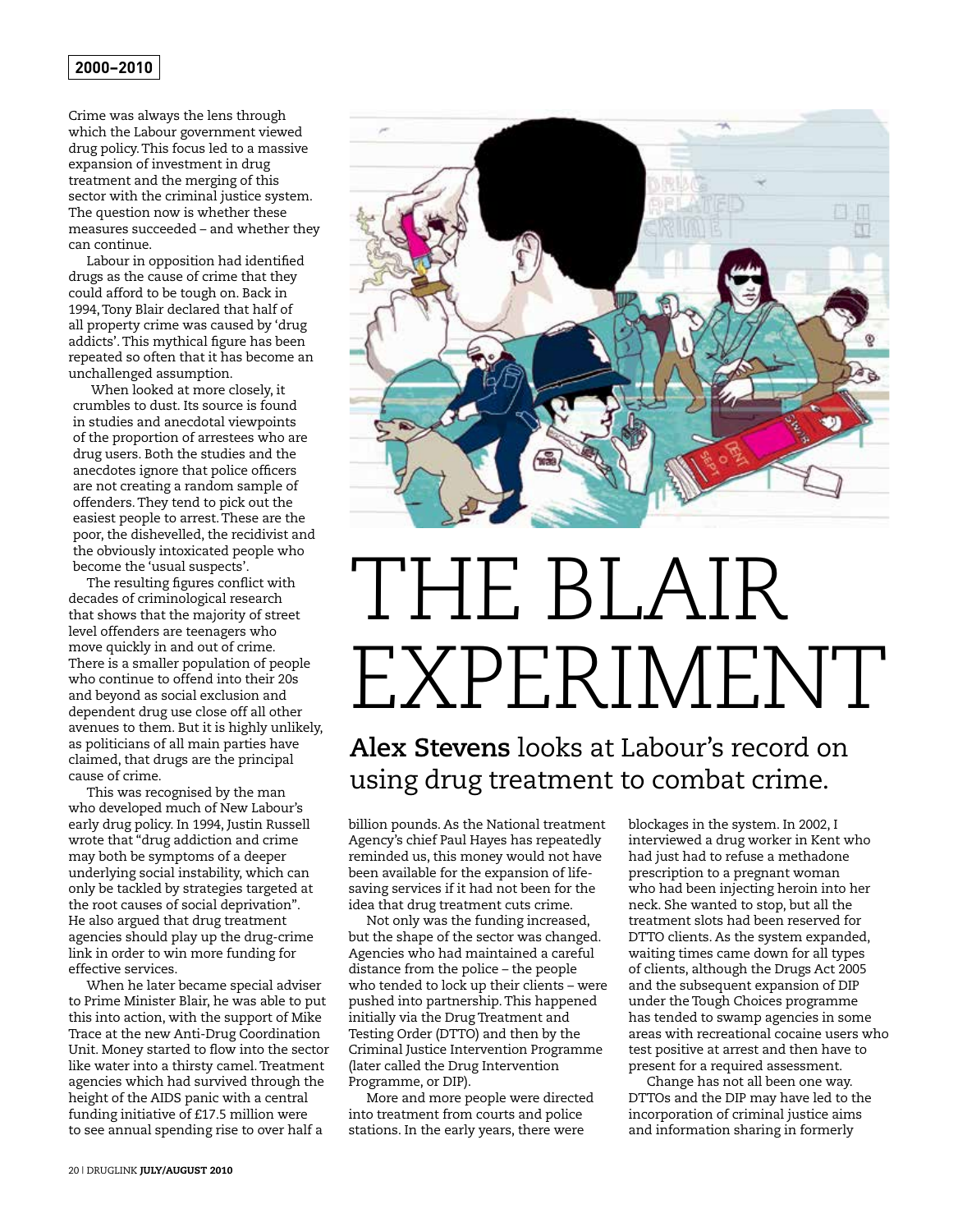# THE BLAIR EXPERIMENT

**Alex Stevens** looks at Labour's record on using drug treatment to combat crime.

Crime was always the lens through which the Labour government viewed drug policy. This focus led to a massive expansion of investment in drug treatment and the merging of this sector with the criminal justice system. The question now is whether these measures succeeded – and whether they can continue.

Labour in opposition had identified drugs as the cause of crime that they could afford to be tough on. Back in 1994, Tony Blair declared that half of all property crime was caused by 'drug addicts'. This mythical figure has been repeated so often that it has become an unchallenged assumption.

When looked at more closely, it crumbles to dust. Its source is found in studies and anecdotal viewpoints of the proportion of arrestees who are drug users. Both the studies and the anecdotes ignore that police officers are not creating a random sample of offenders. They tend to pick out the easiest people to arrest. These are the poor, the dishevelled, the recidivist and the obviously intoxicated people who become the 'usual suspects'.

The resulting figures conflict with decades of criminological research that shows that the majority of street level offenders are teenagers who move quickly in and out of crime. There is a smaller population of people who continue to offend into their 20s and beyond as social exclusion and dependent drug use close off all other avenues to them. But it is highly unlikely, as politicians of all main parties have claimed, that drugs are the principal cause of crime.

This was recognised by the man who developed much of New Labour's early drug policy. In 1994, Justin Russell wrote that "drug addiction and crime may both be symptoms of a deeper underlying social instability, which can only be tackled by strategies targeted at the root causes of social deprivation". He also argued that drug treatment agencies should play up the drug-crime link in order to win more funding for effective services.

When he later became special adviser to Prime Minister Blair, he was able to put this into action, with the support of Mike Trace at the new Anti-Drug Coordination Unit. Money started to flow into the sector like water into a thirsty camel. Treatment agencies which had survived through the height of the AIDS panic with a central funding initiative of £17.5 million were to see annual spending rise to over half a billion pounds. As the National treatment Agency's chief Paul Hayes has repeatedly reminded us, this money would not have been available for the expansion of life-saving services if it had not been for the idea that drug treatment cuts crime.

Not only was the funding increased, but the shape of the sector was changed. Agencies who had maintained a careful distance from the police – the people who tended to lock up their clients – were pushed into partnership. This happened initially via the Drug Treatment and Testing Order (DTTO) and then by the Criminal Justice Intervention Programme (later called the Drug Intervention Programme, or DIP).

More and more people were directed into treatment from courts and police stations. In the early years, there were blockages in the system. In 2002, I interviewed a drug worker in Kent who had just had to refuse a methadone prescription to a pregnant woman who had been injecting heroin into her neck. She wanted to stop, but all the treatment slots had been reserved for DTTO clients. As the system expanded, waiting times came down for all types of clients, although the Drugs Act 2005 and the subsequent expansion of DIP under the Tough Choices programme has tended to swamp agencies in some areas with recreational cocaine users who test positive at arrest and then have to present for a required assessment.

Change has not all been one way. DTTOs and the DIP may have led to the incorporation of criminal justice aims and information sharing in formerly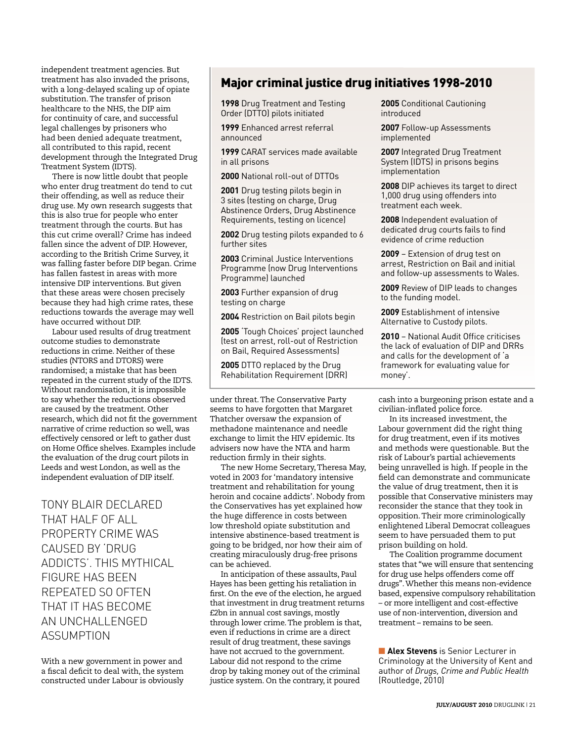independent treatment agencies. But treatment has also invaded the prisons, with a long-delayed scaling up of opiate substitution. The transfer of prison healthcare to the NHS, the DIP aim for continuity of care, and successful legal challenges by prisoners who had been denied adequate treatment, all contributed to this rapid, recent development through the Integrated Drug Treatment System (IDTS).

There is now little doubt that people who enter drug treatment do tend to cut their offending, as well as reduce their drug use. My own research suggests that this is also true for people who enter treatment through the courts. But has this cut crime overall? Crime has indeed fallen since the advent of DIP. However, according to the British Crime Survey, it was falling faster before DIP began. Crime has fallen fastest in areas with more intensive DIP interventions. But given that these areas were chosen precisely because they had high crime rates, these reductions towards the average may well have occurred without DIP.

Labour used results of drug treatment outcome studies to demonstrate reductions in crime. Neither of these studies (NTORS and DTORS) were randomised; a mistake that has been repeated in the current study of the IDTS. Without randomisation, it is impossible to say whether the reductions observed are caused by the treatment. Other research, which did not fit the government narrative of crime reduction so well, was effectively censored or left to gather dust on Home Office shelves. Examples include the evaluation of the drug court pilots in Leeds and west London, as well as the independent evaluation of DIP itself.

TONY BLAIR DECLARED THAT HALF OF ALL PROPERTY CRIME WAS CAUSED BY 'DRUG ADDICTS'. THIS MYTHICAL FIGURE HAS BEEN REPEATED SO OFTEN THAT IT HAS BECOME AN UNCHALLENGED ASSUMPTION

## Major criminal justice drug initiatives 1998-2010

**1998** Drug Treatment and Testing Order (DTTO) pilots initiated

**1999** Enhanced arrest referral announced

**1999** CARAT services made available in all prisons

**2000** National roll-out of DTTOs

**2001** Drug testing pilots begin in 3 sites (testing on charge, Drug Abstinence Orders, Drug Abstinence Requirements, testing on licence)

**2002** Drug testing pilots expanded to 6 further sites

**2003** Criminal Justice Interventions Programme (now Drug Interventions Programme) launched

**2003** Further expansion of drug testing on charge

**2004** Restriction on Bail pilots begin

**2005** 'Tough Choices' project launched (test on arrest, roll-out of Restriction on Bail, Required Assessments)

**2005** DTTO replaced by the Drug Rehabilitation Requirement (DRR)

**2005** Conditional Cautioning introduced

**2007** Follow-up Assessments implemented

**2007** Integrated Drug Treatment System (IDTS) in prisons begins implementation

**2008** DIP achieves its target to direct 1,000 drug using offenders into treatment each week.

**2008** Independent evaluation of dedicated drug courts fails to find evidence of crime reduction

**2009** – Extension of drug test on arrest, Restriction on Bail and initial and follow-up assessments to Wales.

**2009** Review of DIP leads to changes to the funding model.

**2009** Establishment of intensive Alternative to Custody pilots.

**2010** – National Audit Office criticises the lack of evaluation of DIP and DRRs and calls for the development of 'a framework for evaluating value for money'.

With a new government in power and a fiscal deficit to deal with, the system constructed under Labour is obviously under threat. The Conservative Party seems to have forgotten that Margaret Thatcher oversaw the expansion of methadone maintenance and needle exchange to limit the HIV epidemic. Its advisers now have the NTA and harm reduction firmly in their sights.

The new Home Secretary, Theresa May, voted in 2003 for 'mandatory intensive treatment and rehabilitation for young heroin and cocaine addicts'. Nobody from the Conservatives has yet explained how the huge difference in costs between low threshold opiate substitution and intensive abstinence-based treatment is going to be bridged, nor how their aim of creating miraculously drug-free prisons can be achieved.

In anticipation of these assaults, Paul Hayes has been getting his retaliation in first. On the eve of the election, he argued that investment in drug treatment returns £2bn in annual cost savings, mostly through lower crime. The problem is that, even if reductions in crime are a direct result of drug treatment, these savings have not accrued to the government. Labour did not respond to the crime drop by taking money out of the criminal justice system. On the contrary, it poured cash into a burgeoning prison estate and a civilian-inflated police force.

In its increased investment, the Labour government did the right thing for drug treatment, even if its motives and methods were questionable. But the risk of Labour's partial achievements being unravelled is high. If people in the field can demonstrate and communicate the value of drug treatment, then it is possible that Conservative ministers may reconsider the stance that they took in opposition. Their more criminologically enlightened Liberal Democrat colleagues seem to have persuaded them to put prison building on hold.

The Coalition programme document states that "we will ensure that sentencing for drug use helps offenders come off drugs". Whether this means non-evidence based, expensive compulsory rehabilitation – or more intelligent and cost-effective use of non-intervention, diversion and treatment – remains to be seen.

■ **Alex Stevens** is Senior Lecturer in Criminology at the University of Kent and author of *Drugs, Crime and Public Health* (Routledge, 2010)